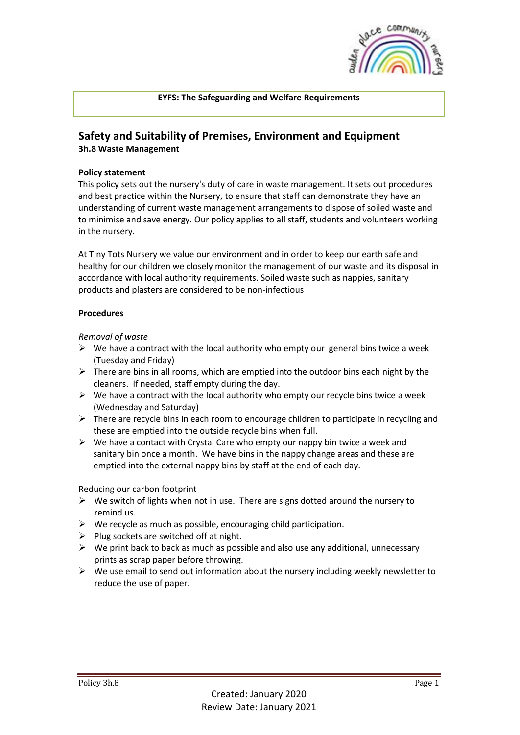**EYFS: The Safeguarding and Welfare Requirements**

## Safety and Suitability of Premises, Environment and Equipment

### 3h.8 Waste Management

**Policy statement**

This policy sets out the nursery's duty of care in waste management. It sets out procedures and best practice within the Nursery, to ensure that staff can demonstrate they have an understanding of current waste management arrangements to dispose of soiled waste and to minimise and save energy. Our policy applies to all staff, students and volunteers working in the nursery.

At Tiny Tots Nursery we value our environment and in order to keep our earth safe and healthy for our children we closely monitor the management of our waste and its disposal in accordance with local authority requirements. Soiled waste such as nappies, sanitary products and plasters are considered to be non-infectious

**Procedures**

*Removal of waste*

- We have a contract with the local authority who empty our general bins twice a week (Tuesday and Friday)
- There are bins in all rooms, which are emptied into the outdoor bins each night by the cleaners. If needed, staff empty during the day.
- We have a contract with the local authority who empty our recycle bins twice a week (Wednesday and Saturday)
- There are recycle bins in each room to encourage children to participate in recycling and these are emptied into the outside recycle bins when full.
- We have a contact with Crystal Care who empty our nappy bin twice a week and sanitary bin once a month. We have bins in the nappy change areas and these are emptied into the external nappy bins by staff at the end of each day.

Reducing our carbon footprint

- We switch of lights when not in use. There are signs dotted around the nursery to remind us.
- We recycle as much as possible, encouraging child participation.
- Plug sockets are switched off at night.
- We print back to back as much as possible and also use any additional, unnecessary prints as scrap paper before throwing.
- We use email to send out information about the nursery including weekly newsletter to reduce the use of paper.

Policy 3h.8

Created: January 2020
Review Date: January 2021